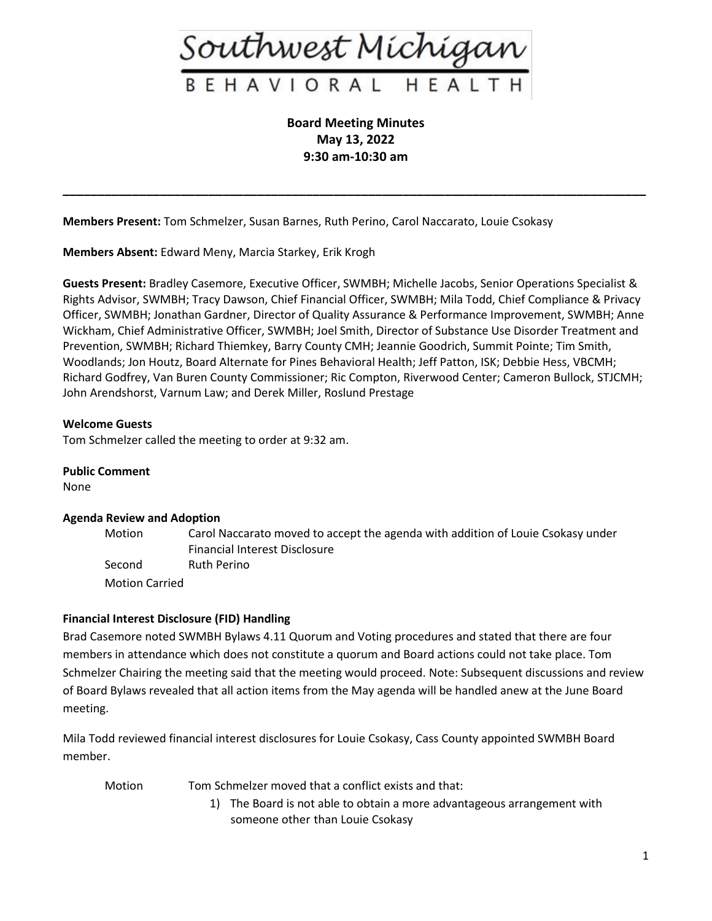# Southwest Michigan

## BEHAVIORAL HEALTH

**Board Meeting Minutes**
**May 13, 2022**
**9:30 am-10:30 am**

---

**Members Present:** Tom Schmelzer, Susan Barnes, Ruth Perino, Carol Naccarato, Louie Csokasy

**Members Absent:** Edward Meny, Marcia Starkey, Erik Krogh

**Guests Present:** Bradley Casemore, Executive Officer, SWMBH; Michelle Jacobs, Senior Operations Specialist & Rights Advisor, SWMBH; Tracy Dawson, Chief Financial Officer, SWMBH; Mila Todd, Chief Compliance & Privacy Officer, SWMBH; Jonathan Gardner, Director of Quality Assurance & Performance Improvement, SWMBH; Anne Wickham, Chief Administrative Officer, SWMBH; Joel Smith, Director of Substance Use Disorder Treatment and Prevention, SWMBH; Richard Thiemkey, Barry County CMH; Jeannie Goodrich, Summit Pointe; Tim Smith, Woodlands; Jon Houtz, Board Alternate for Pines Behavioral Health; Jeff Patton, ISK; Debbie Hess, VBCMH; Richard Godfrey, Van Buren County Commissioner; Ric Compton, Riverwood Center; Cameron Bullock, STJCMH; John Arendshorst, Varnum Law; and Derek Miller, Roslund Prestage

**Welcome Guests**
Tom Schmelzer called the meeting to order at 9:32 am.

**Public Comment**
None

**Agenda Review and Adoption**

Motion Carol Naccarato moved to accept the agenda with addition of Louie Csokasy under Financial Interest Disclosure
Second Ruth Perino
Motion Carried

**Financial Interest Disclosure (FID) Handling**
Brad Casemore noted SWMBH Bylaws 4.11 Quorum and Voting procedures and stated that there are four members in attendance which does not constitute a quorum and Board actions could not take place. Tom Schmelzer Chairing the meeting said that the meeting would proceed. Note: Subsequent discussions and review of Board Bylaws revealed that all action items from the May agenda will be handled anew at the June Board meeting.

Mila Todd reviewed financial interest disclosures for Louie Csokasy, Cass County appointed SWMBH Board member.

Motion Tom Schmelzer moved that a conflict exists and that:

1) The Board is not able to obtain a more advantageous arrangement with someone other than Louie Csokasy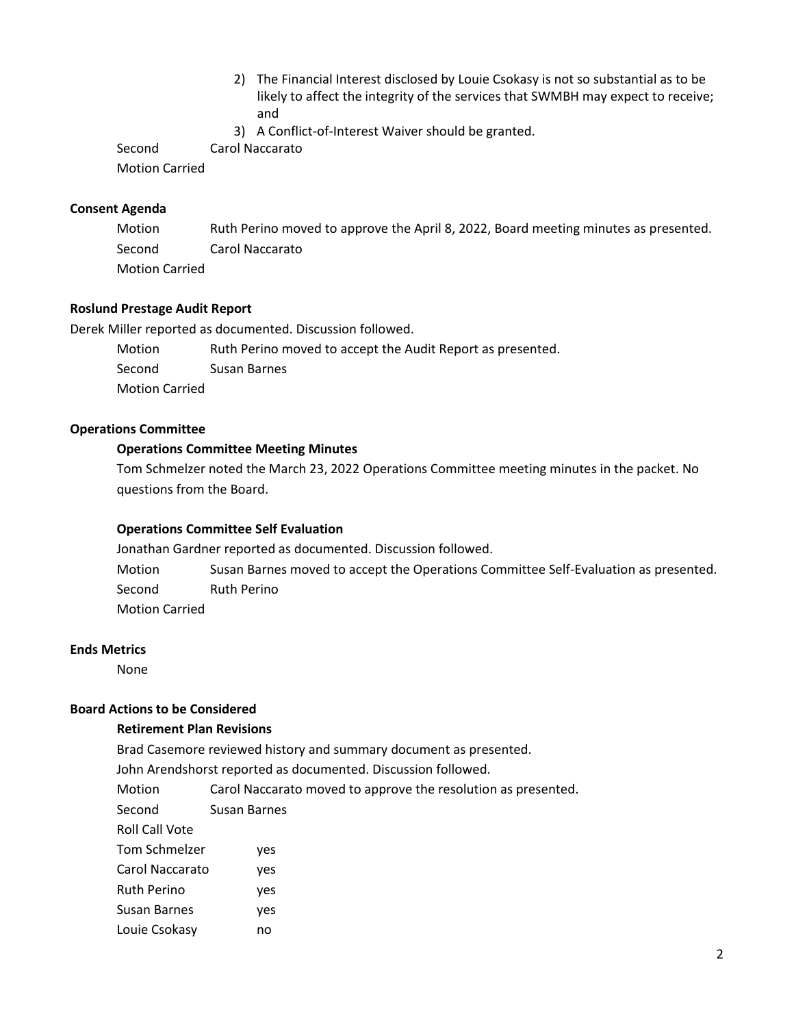2) The Financial Interest disclosed by Louie Csokasy is not so substantial as to be likely to affect the integrity of the services that SWMBH may expect to receive; and
3) A Conflict-of-Interest Waiver should be granted.

Second Carol Naccarato

Motion Carried

**Consent Agenda**

Motion Ruth Perino moved to approve the April 8, 2022, Board meeting minutes as presented.

Second Carol Naccarato

Motion Carried

**Roslund Prestage Audit Report**

Derek Miller reported as documented. Discussion followed.

Motion Ruth Perino moved to accept the Audit Report as presented.

Second Susan Barnes

Motion Carried

**Operations Committee**

**Operations Committee Meeting Minutes**

Tom Schmelzer noted the March 23, 2022 Operations Committee meeting minutes in the packet. No questions from the Board.

**Operations Committee Self Evaluation**

Jonathan Gardner reported as documented. Discussion followed.

Motion Susan Barnes moved to accept the Operations Committee Self-Evaluation as presented.

Second Ruth Perino

Motion Carried

**Ends Metrics**

None

**Board Actions to be Considered**

**Retirement Plan Revisions**

Brad Casemore reviewed history and summary document as presented.

John Arendshorst reported as documented. Discussion followed.

Motion Carol Naccarato moved to approve the resolution as presented.

Second Susan Barnes

Roll Call Vote

Tom Schmelzer yes

Carol Naccarato yes

Ruth Perino yes

Susan Barnes yes

Louie Csokasy no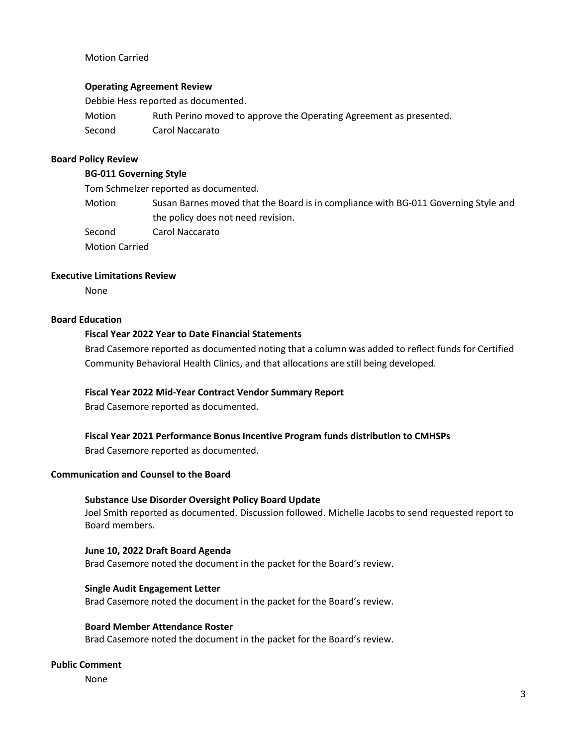Motion Carried

### Operating Agreement Review

Debbie Hess reported as documented.

Motion Ruth Perino moved to approve the Operating Agreement as presented.

Second Carol Naccarato

## Board Policy Review

### BG-011 Governing Style

Tom Schmelzer reported as documented.

Motion Susan Barnes moved that the Board is in compliance with BG-011 Governing Style and the policy does not need revision.

Second Carol Naccarato

Motion Carried

## Executive Limitations Review

None

## Board Education

### Fiscal Year 2022 Year to Date Financial Statements

Brad Casemore reported as documented noting that a column was added to reflect funds for Certified Community Behavioral Health Clinics, and that allocations are still being developed.

### Fiscal Year 2022 Mid-Year Contract Vendor Summary Report

Brad Casemore reported as documented.

### Fiscal Year 2021 Performance Bonus Incentive Program funds distribution to CMHSPs

Brad Casemore reported as documented.

## Communication and Counsel to the Board

### Substance Use Disorder Oversight Policy Board Update

Joel Smith reported as documented. Discussion followed. Michelle Jacobs to send requested report to Board members.

### June 10, 2022 Draft Board Agenda

Brad Casemore noted the document in the packet for the Board's review.

### Single Audit Engagement Letter

Brad Casemore noted the document in the packet for the Board's review.

### Board Member Attendance Roster

Brad Casemore noted the document in the packet for the Board's review.

## Public Comment

None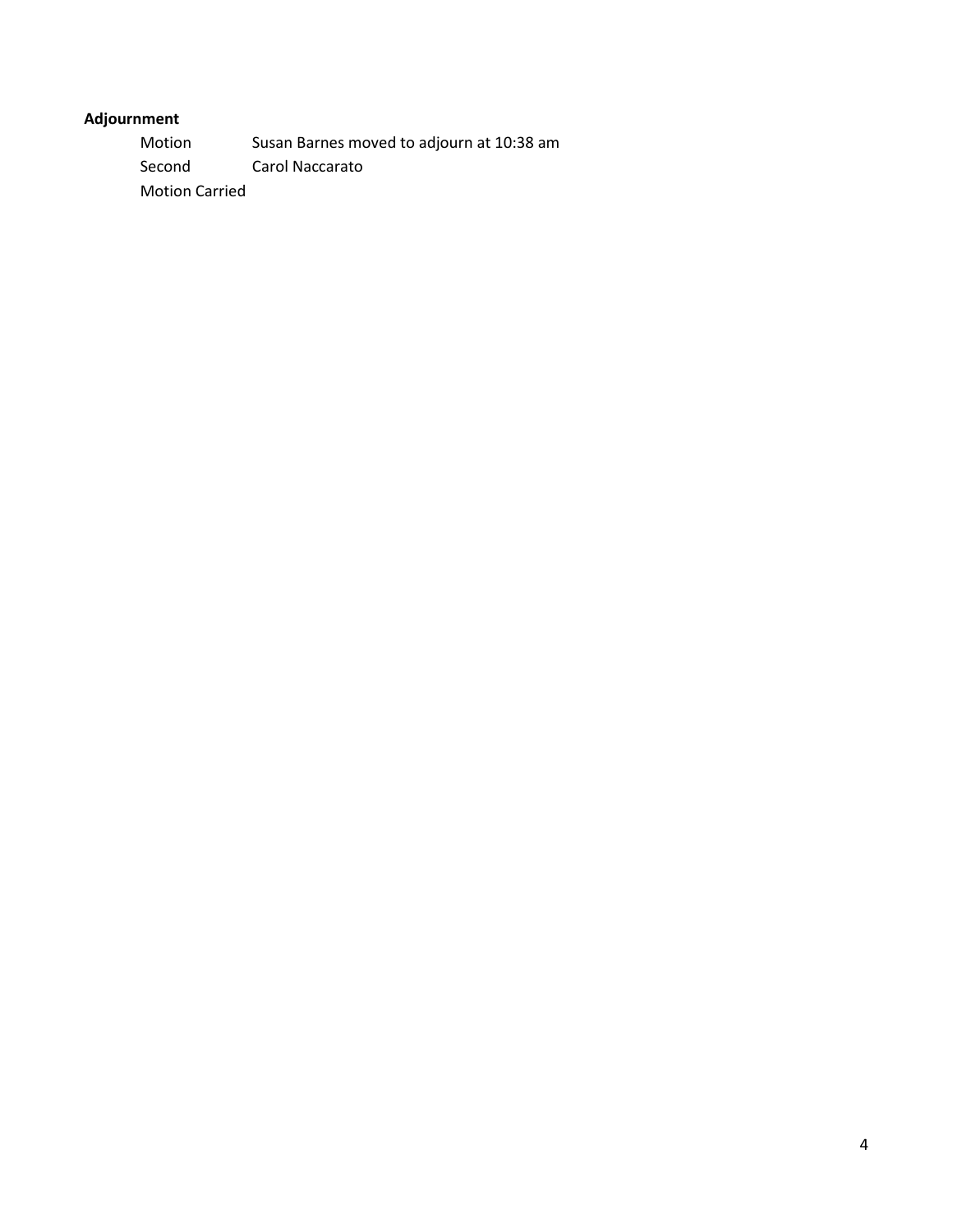**Adjournment**

Motion Susan Barnes moved to adjourn at 10:38 am

Second Carol Naccarato

Motion Carried